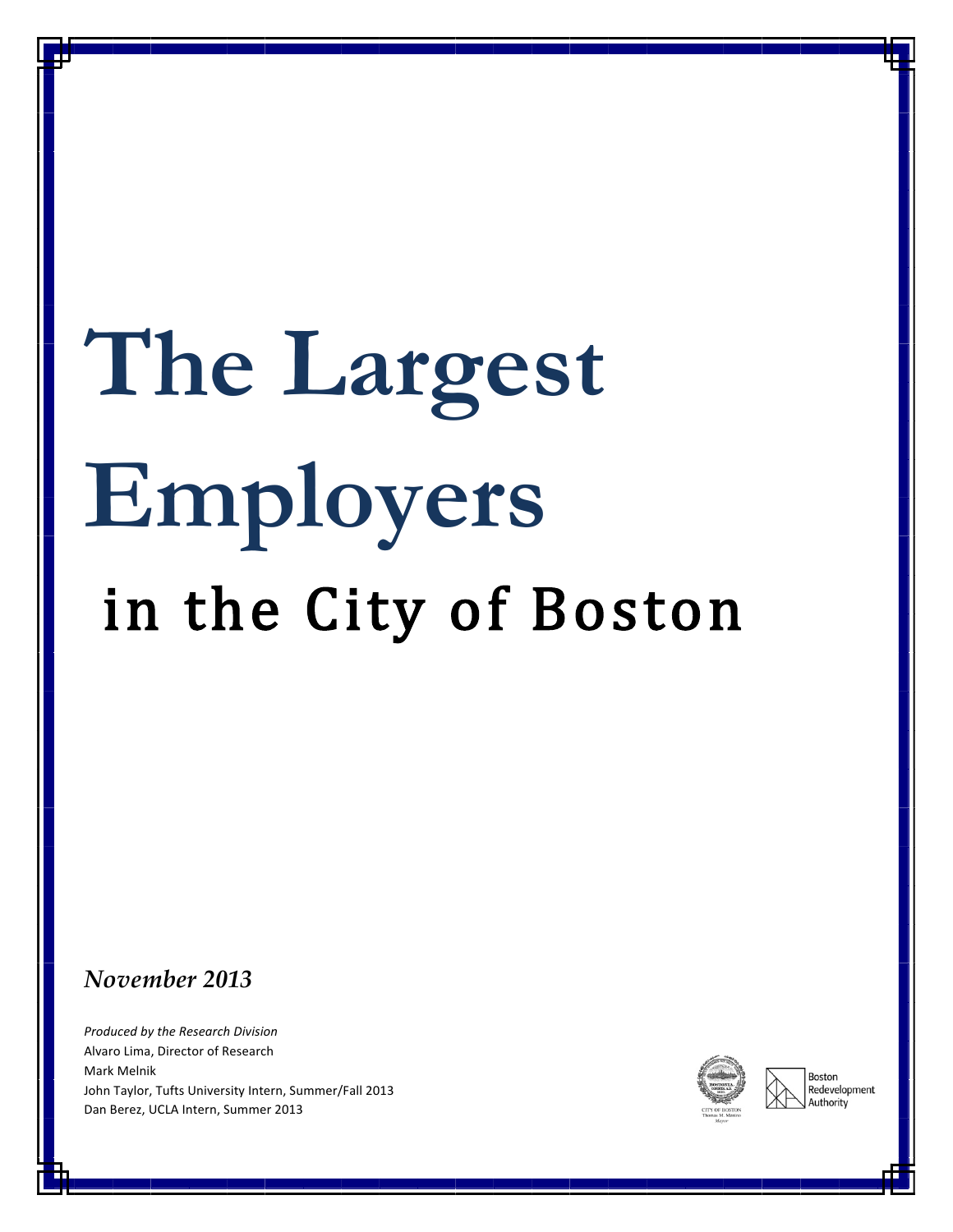# The Largest Employers

## in the City of Boston

*November 2013*

*Produced by the Research Division*
Alvaro Lima, Director of Research
Mark Melnik
John Taylor, Tufts University Intern, Summer/Fall 2013
Dan Berez, UCLA Intern, Summer 2013

CITY OF BOSTON
Thomas M. Menino
Mayor

Boston Redevelopment Authority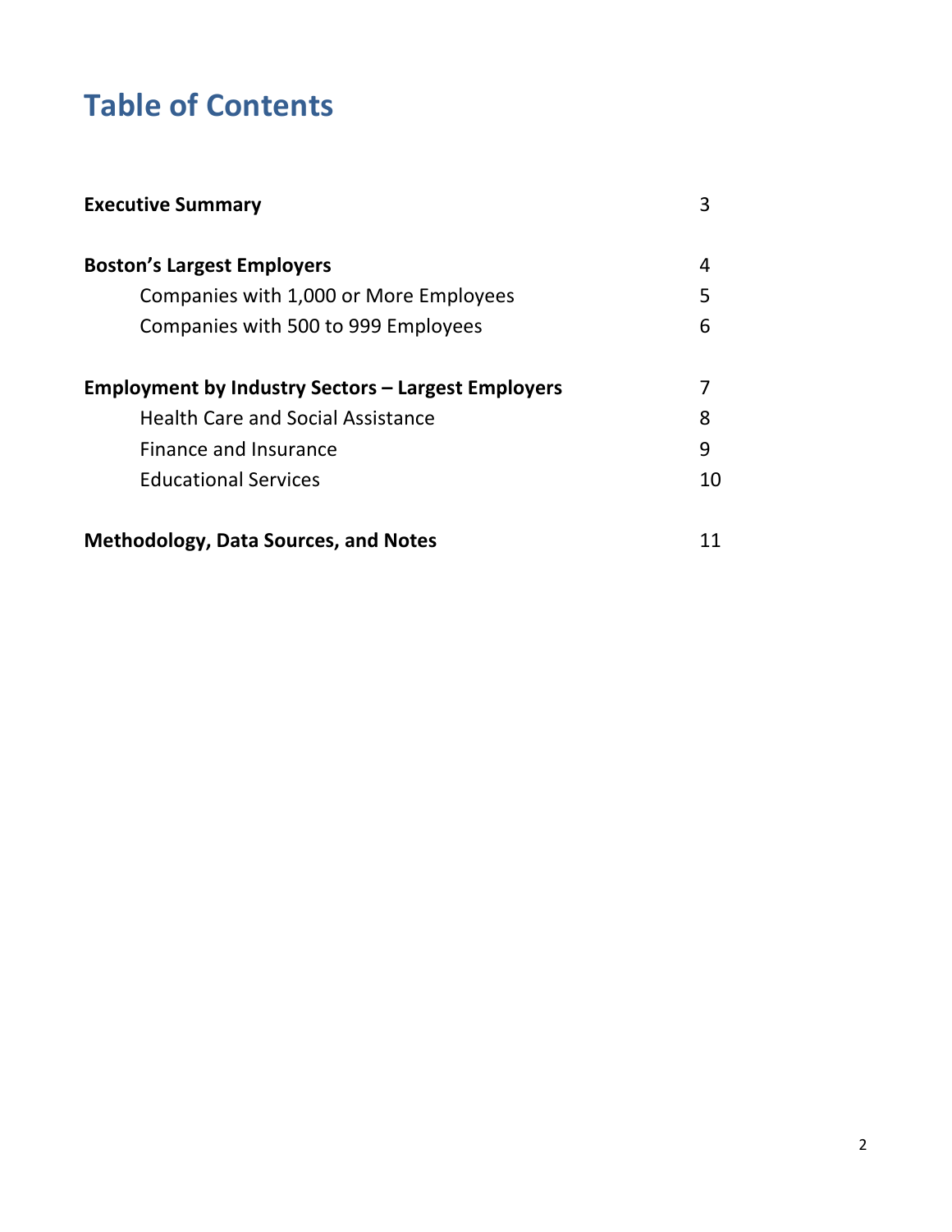# Table of Contents

| | |
|---|---|
| **Executive Summary** | 3 |
| **Boston's Largest Employers** | 4 |
| Companies with 1,000 or More Employees | 5 |
| Companies with 500 to 999 Employees | 6 |
| **Employment by Industry Sectors – Largest Employers** | 7 |
| Health Care and Social Assistance | 8 |
| Finance and Insurance | 9 |
| Educational Services | 10 |
| **Methodology, Data Sources, and Notes** | 11 |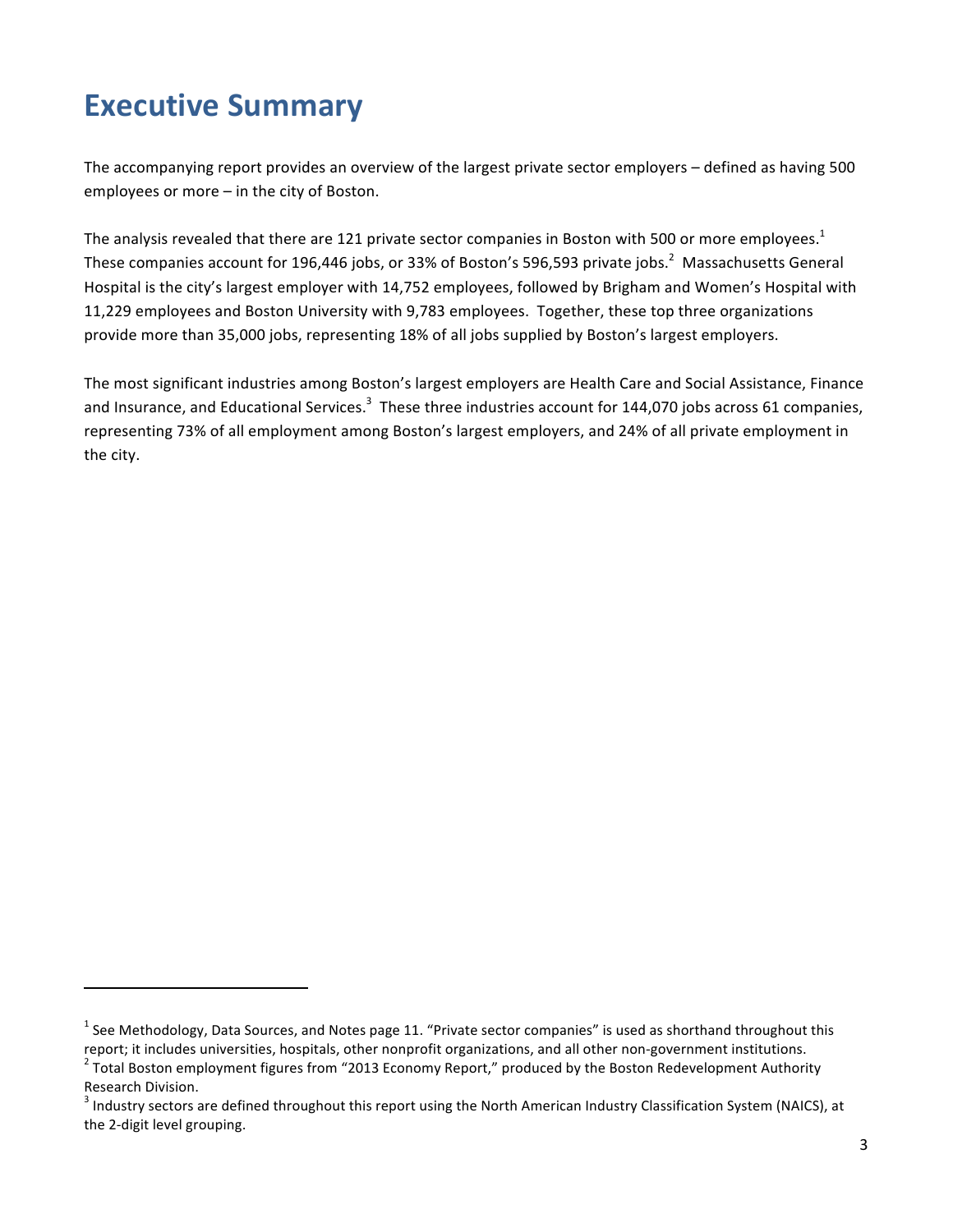# Executive Summary

The accompanying report provides an overview of the largest private sector employers – defined as having 500 employees or more – in the city of Boston.

The analysis revealed that there are 121 private sector companies in Boston with 500 or more employees.[1] These companies account for 196,446 jobs, or 33% of Boston's 596,593 private jobs.[2] Massachusetts General Hospital is the city's largest employer with 14,752 employees, followed by Brigham and Women's Hospital with 11,229 employees and Boston University with 9,783 employees. Together, these top three organizations provide more than 35,000 jobs, representing 18% of all jobs supplied by Boston's largest employers.

The most significant industries among Boston's largest employers are Health Care and Social Assistance, Finance and Insurance, and Educational Services.[3] These three industries account for 144,070 jobs across 61 companies, representing 73% of all employment among Boston's largest employers, and 24% of all private employment in the city.

---

[1] See Methodology, Data Sources, and Notes page 11. "Private sector companies" is used as shorthand throughout this report; it includes universities, hospitals, other nonprofit organizations, and all other non-government institutions.

[2] Total Boston employment figures from "2013 Economy Report," produced by the Boston Redevelopment Authority Research Division.

[3] Industry sectors are defined throughout this report using the North American Industry Classification System (NAICS), at the 2-digit level grouping.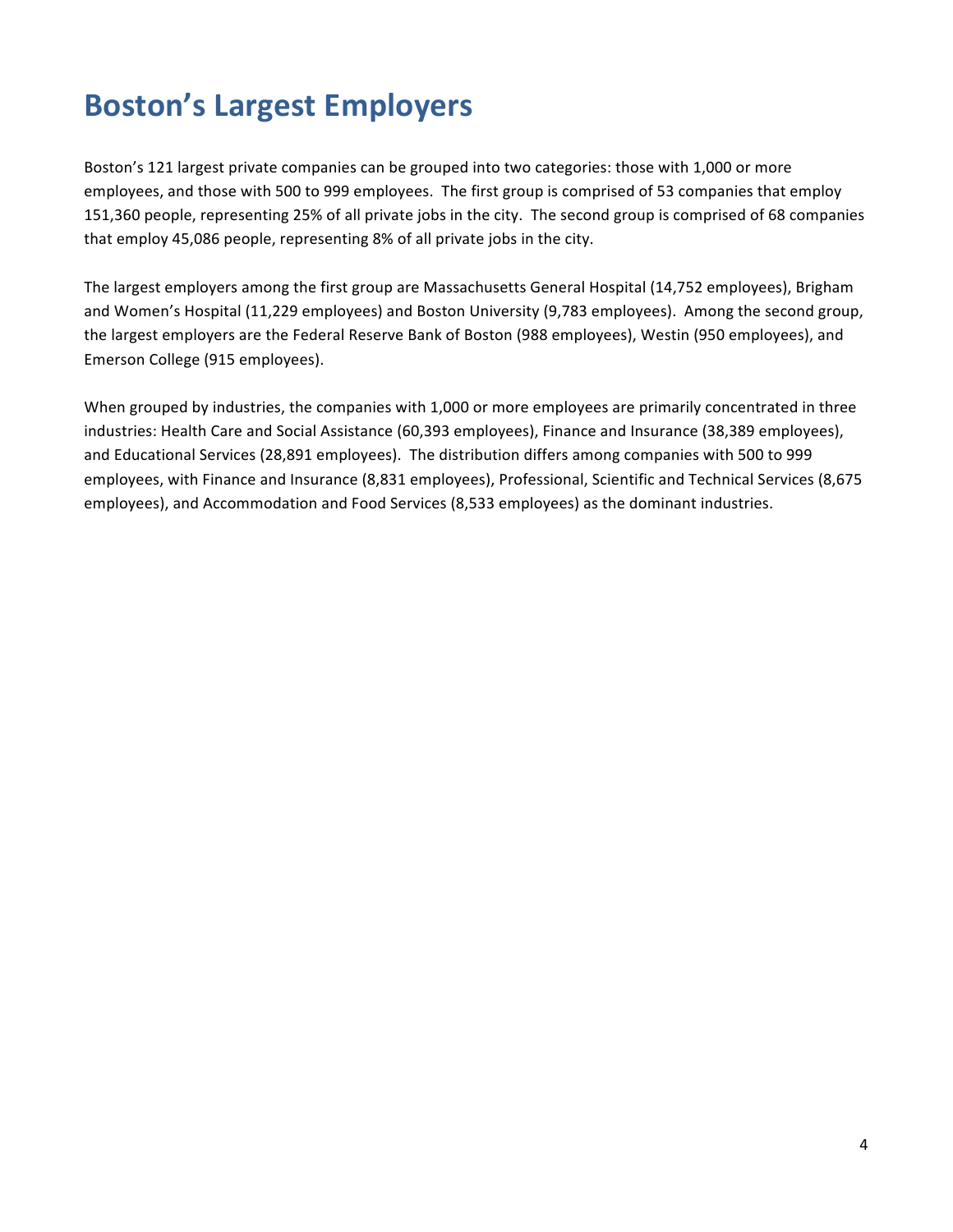# Boston's Largest Employers

Boston's 121 largest private companies can be grouped into two categories: those with 1,000 or more employees, and those with 500 to 999 employees. The first group is comprised of 53 companies that employ 151,360 people, representing 25% of all private jobs in the city. The second group is comprised of 68 companies that employ 45,086 people, representing 8% of all private jobs in the city.

The largest employers among the first group are Massachusetts General Hospital (14,752 employees), Brigham and Women's Hospital (11,229 employees) and Boston University (9,783 employees). Among the second group, the largest employers are the Federal Reserve Bank of Boston (988 employees), Westin (950 employees), and Emerson College (915 employees).

When grouped by industries, the companies with 1,000 or more employees are primarily concentrated in three industries: Health Care and Social Assistance (60,393 employees), Finance and Insurance (38,389 employees), and Educational Services (28,891 employees). The distribution differs among companies with 500 to 999 employees, with Finance and Insurance (8,831 employees), Professional, Scientific and Technical Services (8,675 employees), and Accommodation and Food Services (8,533 employees) as the dominant industries.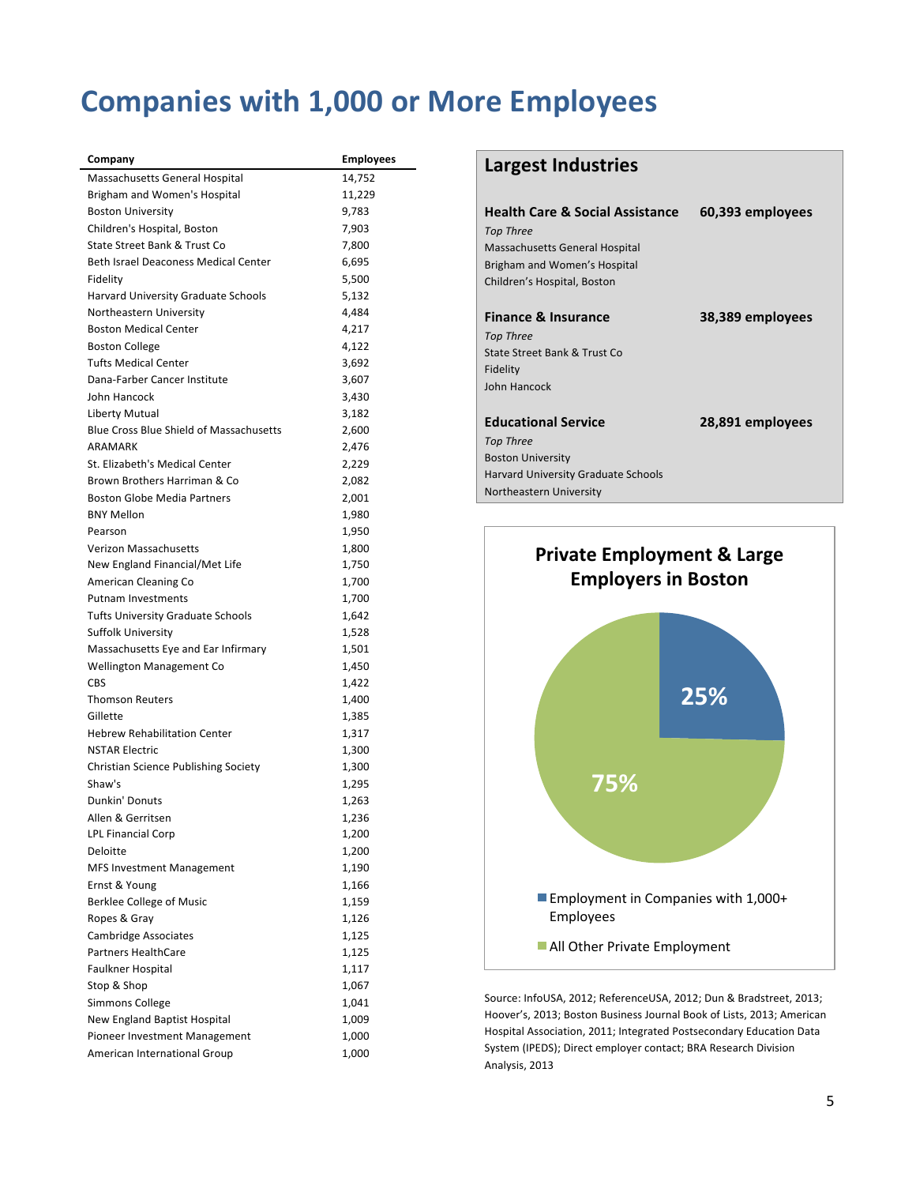# Companies with 1,000 or More Employees

| Company | Employees |
|---|---|
| Massachusetts General Hospital | 14,752 |
| Brigham and Women's Hospital | 11,229 |
| Boston University | 9,783 |
| Children's Hospital, Boston | 7,903 |
| State Street Bank & Trust Co | 7,800 |
| Beth Israel Deaconess Medical Center | 6,695 |
| Fidelity | 5,500 |
| Harvard University Graduate Schools | 5,132 |
| Northeastern University | 4,484 |
| Boston Medical Center | 4,217 |
| Boston College | 4,122 |
| Tufts Medical Center | 3,692 |
| Dana-Farber Cancer Institute | 3,607 |
| John Hancock | 3,430 |
| Liberty Mutual | 3,182 |
| Blue Cross Blue Shield of Massachusetts | 2,600 |
| ARAMARK | 2,476 |
| St. Elizabeth's Medical Center | 2,229 |
| Brown Brothers Harriman & Co | 2,082 |
| Boston Globe Media Partners | 2,001 |
| BNY Mellon | 1,980 |
| Pearson | 1,950 |
| Verizon Massachusetts | 1,800 |
| New England Financial/Met Life | 1,750 |
| American Cleaning Co | 1,700 |
| Putnam Investments | 1,700 |
| Tufts University Graduate Schools | 1,642 |
| Suffolk University | 1,528 |
| Massachusetts Eye and Ear Infirmary | 1,501 |
| Wellington Management Co | 1,450 |
| CBS | 1,422 |
| Thomson Reuters | 1,400 |
| Gillette | 1,385 |
| Hebrew Rehabilitation Center | 1,317 |
| NSTAR Electric | 1,300 |
| Christian Science Publishing Society | 1,300 |
| Shaw's | 1,295 |
| Dunkin' Donuts | 1,263 |
| Allen & Gerritsen | 1,236 |
| LPL Financial Corp | 1,200 |
| Deloitte | 1,200 |
| MFS Investment Management | 1,190 |
| Ernst & Young | 1,166 |
| Berklee College of Music | 1,159 |
| Ropes & Gray | 1,126 |
| Cambridge Associates | 1,125 |
| Partners HealthCare | 1,125 |
| Faulkner Hospital | 1,117 |
| Stop & Shop | 1,067 |
| Simmons College | 1,041 |
| New England Baptist Hospital | 1,009 |
| Pioneer Investment Management | 1,000 |
| American International Group | 1,000 |

## Largest Industries

**Health Care & Social Assistance** — **60,393 employees**

*Top Three*
- Massachusetts General Hospital
- Brigham and Women's Hospital
- Children's Hospital, Boston

**Finance & Insurance** — **38,389 employees**

*Top Three*
- State Street Bank & Trust Co
- Fidelity
- John Hancock

**Educational Service** — **28,891 employees**

*Top Three*
- Boston University
- Harvard University Graduate Schools
- Northeastern University

## Private Employment & Large Employers in Boston

- Employment in Companies with 1,000+ Employees: 25%
- All Other Private Employment: 75%

Source: InfoUSA, 2012; ReferenceUSA, 2012; Dun & Bradstreet, 2013; Hoover's, 2013; Boston Business Journal Book of Lists, 2013; American Hospital Association, 2011; Integrated Postsecondary Education Data System (IPEDS); Direct employer contact; BRA Research Division Analysis, 2013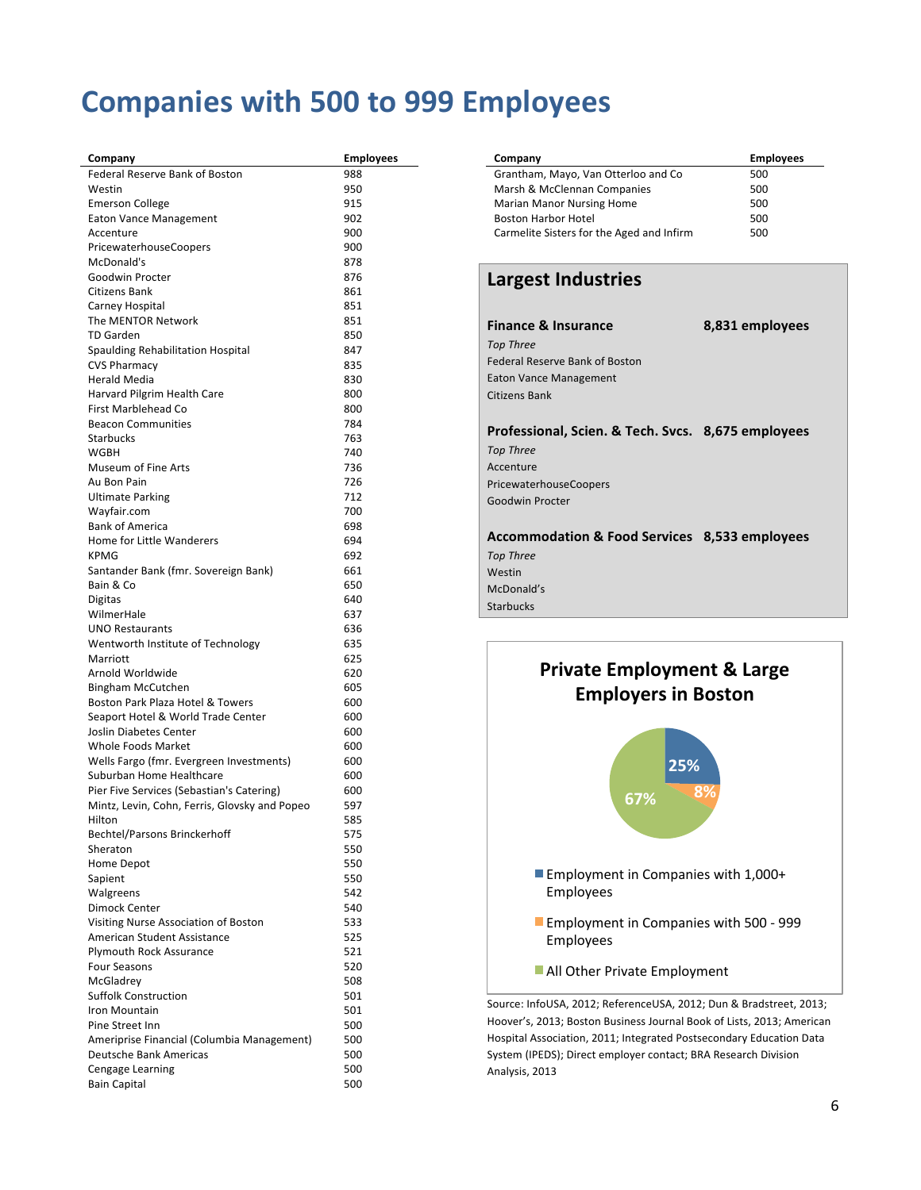# Companies with 500 to 999 Employees

| Company | Employees |
|---|---|
| Federal Reserve Bank of Boston | 988 |
| Westin | 950 |
| Emerson College | 915 |
| Eaton Vance Management | 902 |
| Accenture | 900 |
| PricewaterhouseCoopers | 900 |
| McDonald's | 878 |
| Goodwin Procter | 876 |
| Citizens Bank | 861 |
| Carney Hospital | 851 |
| The MENTOR Network | 851 |
| TD Garden | 850 |
| Spaulding Rehabilitation Hospital | 847 |
| CVS Pharmacy | 835 |
| Herald Media | 830 |
| Harvard Pilgrim Health Care | 800 |
| First Marblehead Co | 800 |
| Beacon Communities | 784 |
| Starbucks | 763 |
| WGBH | 740 |
| Museum of Fine Arts | 736 |
| Au Bon Pain | 726 |
| Ultimate Parking | 712 |
| Wayfair.com | 700 |
| Bank of America | 698 |
| Home for Little Wanderers | 694 |
| KPMG | 692 |
| Santander Bank (fmr. Sovereign Bank) | 661 |
| Bain & Co | 650 |
| Digitas | 640 |
| WilmerHale | 637 |
| UNO Restaurants | 636 |
| Wentworth Institute of Technology | 635 |
| Marriott | 625 |
| Arnold Worldwide | 620 |
| Bingham McCutchen | 605 |
| Boston Park Plaza Hotel & Towers | 600 |
| Seaport Hotel & World Trade Center | 600 |
| Joslin Diabetes Center | 600 |
| Whole Foods Market | 600 |
| Wells Fargo (fmr. Evergreen Investments) | 600 |
| Suburban Home Healthcare | 600 |
| Pier Five Services (Sebastian's Catering) | 600 |
| Mintz, Levin, Cohn, Ferris, Glovsky and Popeo | 597 |
| Hilton | 585 |
| Bechtel/Parsons Brinckerhoff | 575 |
| Sheraton | 550 |
| Home Depot | 550 |
| Sapient | 550 |
| Walgreens | 542 |
| Dimock Center | 540 |
| Visiting Nurse Association of Boston | 533 |
| American Student Assistance | 525 |
| Plymouth Rock Assurance | 521 |
| Four Seasons | 520 |
| McGladrey | 508 |
| Suffolk Construction | 501 |
| Iron Mountain | 501 |
| Pine Street Inn | 500 |
| Ameriprise Financial (Columbia Management) | 500 |
| Deutsche Bank Americas | 500 |
| Cengage Learning | 500 |
| Bain Capital | 500 |
| Grantham, Mayo, Van Otterloo and Co | 500 |
| Marsh & McClennan Companies | 500 |
| Marian Manor Nursing Home | 500 |
| Boston Harbor Hotel | 500 |
| Carmelite Sisters for the Aged and Infirm | 500 |

## Largest Industries

**Finance & Insurance** — **8,831 employees**

*Top Three*
- Federal Reserve Bank of Boston
- Eaton Vance Management
- Citizens Bank

**Professional, Scien. & Tech. Svcs.** — **8,675 employees**

*Top Three*
- Accenture
- PricewaterhouseCoopers
- Goodwin Procter

**Accommodation & Food Services** — **8,533 employees**

*Top Three*
- Westin
- McDonald's
- Starbucks

## Private Employment & Large Employers in Boston

- Employment in Companies with 1,000+ Employees: 25%
- Employment in Companies with 500 - 999 Employees: 8%
- All Other Private Employment: 67%

Source: InfoUSA, 2012; ReferenceUSA, 2012; Dun & Bradstreet, 2013; Hoover's, 2013; Boston Business Journal Book of Lists, 2013; American Hospital Association, 2011; Integrated Postsecondary Education Data System (IPEDS); Direct employer contact; BRA Research Division Analysis, 2013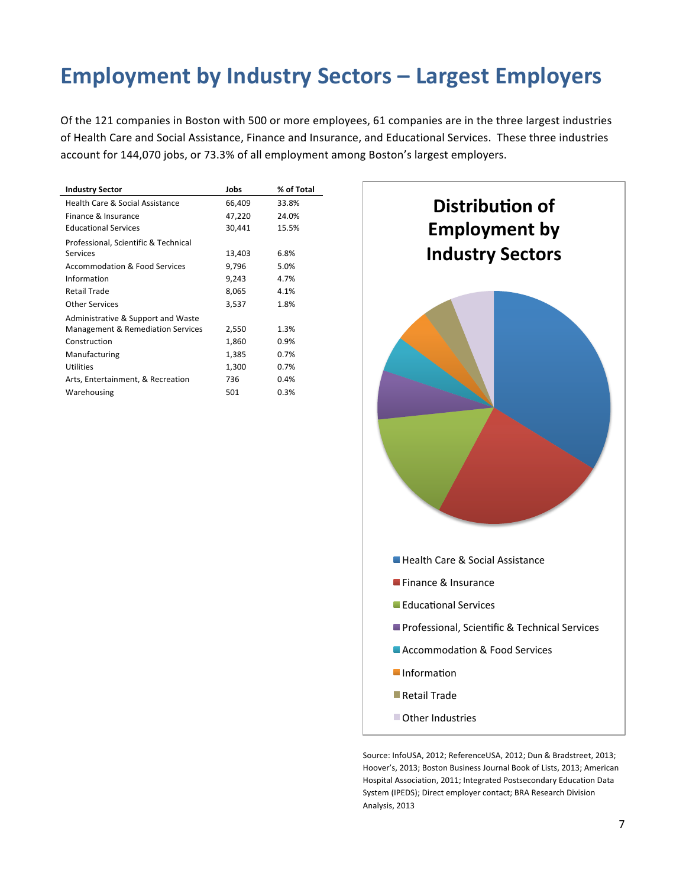# Employment by Industry Sectors – Largest Employers

Of the 121 companies in Boston with 500 or more employees, 61 companies are in the three largest industries of Health Care and Social Assistance, Finance and Insurance, and Educational Services. These three industries account for 144,070 jobs, or 73.3% of all employment among Boston's largest employers.

| Industry Sector | Jobs | % of Total |
|---|---|---|
| Health Care & Social Assistance | 66,409 | 33.8% |
| Finance & Insurance | 47,220 | 24.0% |
| Educational Services | 30,441 | 15.5% |
| Professional, Scientific & Technical Services | 13,403 | 6.8% |
| Accommodation & Food Services | 9,796 | 5.0% |
| Information | 9,243 | 4.7% |
| Retail Trade | 8,065 | 4.1% |
| Other Services | 3,537 | 1.8% |
| Administrative & Support and Waste Management & Remediation Services | 2,550 | 1.3% |
| Construction | 1,860 | 0.9% |
| Manufacturing | 1,385 | 0.7% |
| Utilities | 1,300 | 0.7% |
| Arts, Entertainment, & Recreation | 736 | 0.4% |
| Warehousing | 501 | 0.3% |

**Distribution of Employment by Industry Sectors**

- Health Care & Social Assistance
- Finance & Insurance
- Educational Services
- Professional, Scientific & Technical Services
- Accommodation & Food Services
- Information
- Retail Trade
- Other Industries

Source: InfoUSA, 2012; ReferenceUSA, 2012; Dun & Bradstreet, 2013; Hoover's, 2013; Boston Business Journal Book of Lists, 2013; American Hospital Association, 2011; Integrated Postsecondary Education Data System (IPEDS); Direct employer contact; BRA Research Division Analysis, 2013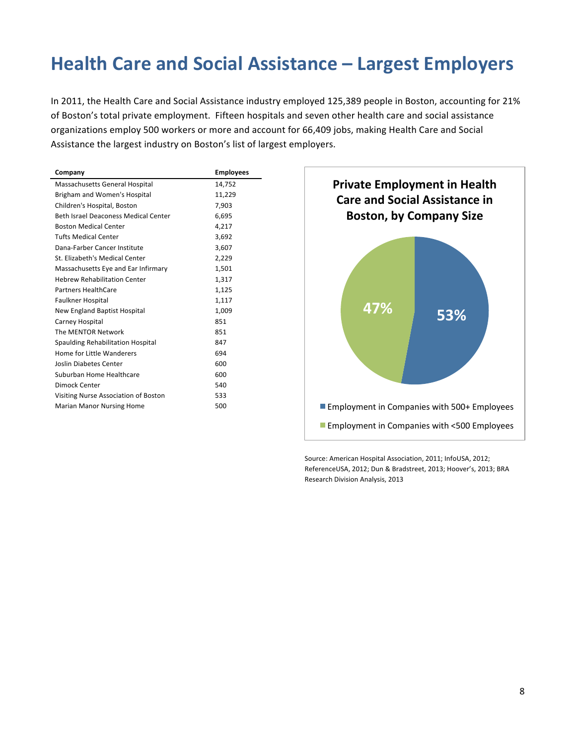# Health Care and Social Assistance – Largest Employers

In 2011, the Health Care and Social Assistance industry employed 125,389 people in Boston, accounting for 21% of Boston's total private employment. Fifteen hospitals and seven other health care and social assistance organizations employ 500 workers or more and account for 66,409 jobs, making Health Care and Social Assistance the largest industry on Boston's list of largest employers.

| Company | Employees |
|---|---|
| Massachusetts General Hospital | 14,752 |
| Brigham and Women's Hospital | 11,229 |
| Children's Hospital, Boston | 7,903 |
| Beth Israel Deaconess Medical Center | 6,695 |
| Boston Medical Center | 4,217 |
| Tufts Medical Center | 3,692 |
| Dana-Farber Cancer Institute | 3,607 |
| St. Elizabeth's Medical Center | 2,229 |
| Massachusetts Eye and Ear Infirmary | 1,501 |
| Hebrew Rehabilitation Center | 1,317 |
| Partners HealthCare | 1,125 |
| Faulkner Hospital | 1,117 |
| New England Baptist Hospital | 1,009 |
| Carney Hospital | 851 |
| The MENTOR Network | 851 |
| Spaulding Rehabilitation Hospital | 847 |
| Home for Little Wanderers | 694 |
| Joslin Diabetes Center | 600 |
| Suburban Home Healthcare | 600 |
| Dimock Center | 540 |
| Visiting Nurse Association of Boston | 533 |
| Marian Manor Nursing Home | 500 |

**Private Employment in Health Care and Social Assistance in Boston, by Company Size**

| Category | Share |
|---|---|
| Employment in Companies with 500+ Employees | 53% |
| Employment in Companies with <500 Employees | 47% |

Source: American Hospital Association, 2011; InfoUSA, 2012; ReferenceUSA, 2012; Dun & Bradstreet, 2013; Hoover's, 2013; BRA Research Division Analysis, 2013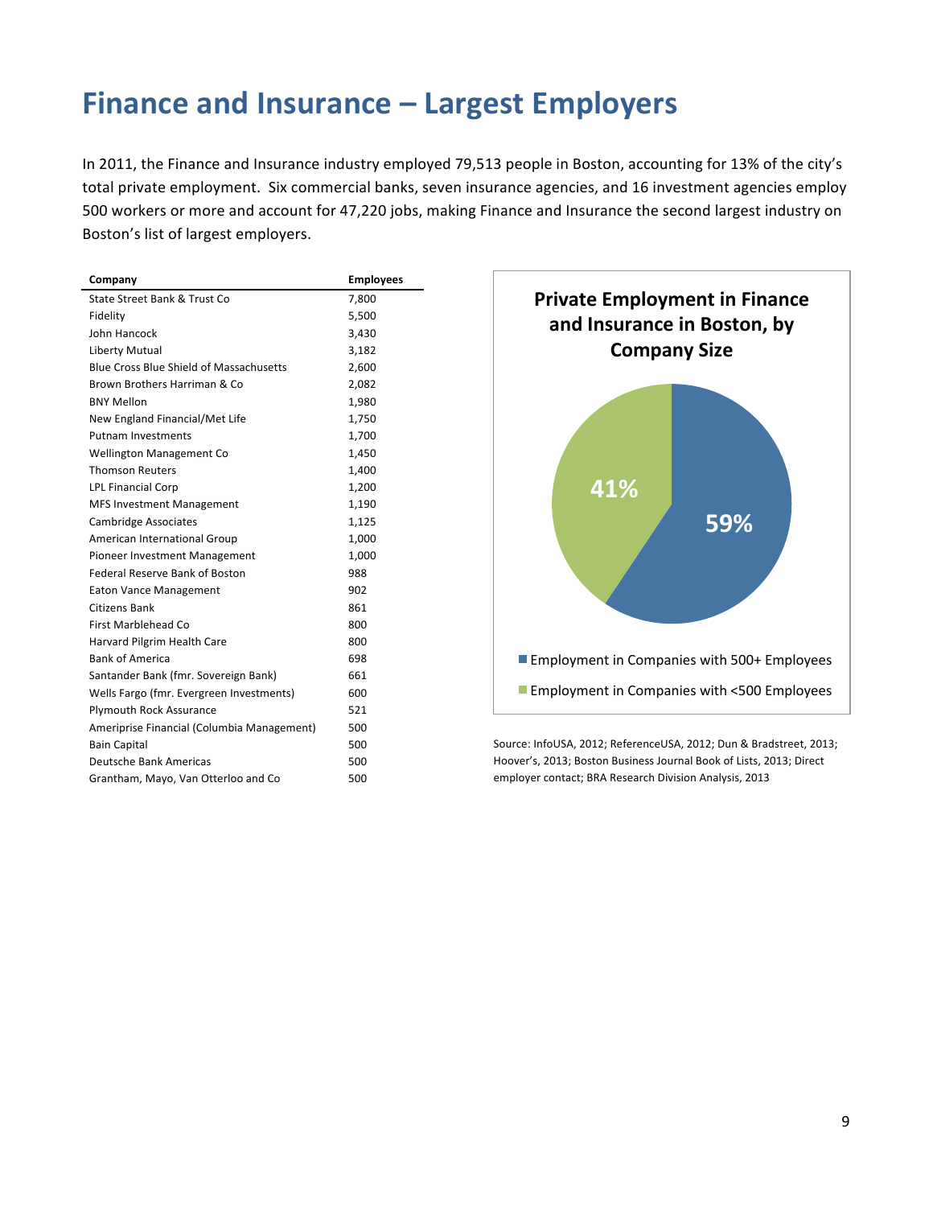# Finance and Insurance – Largest Employers

In 2011, the Finance and Insurance industry employed 79,513 people in Boston, accounting for 13% of the city's total private employment. Six commercial banks, seven insurance agencies, and 16 investment agencies employ 500 workers or more and account for 47,220 jobs, making Finance and Insurance the second largest industry on Boston's list of largest employers.

| Company | Employees |
|---|---|
| State Street Bank & Trust Co | 7,800 |
| Fidelity | 5,500 |
| John Hancock | 3,430 |
| Liberty Mutual | 3,182 |
| Blue Cross Blue Shield of Massachusetts | 2,600 |
| Brown Brothers Harriman & Co | 2,082 |
| BNY Mellon | 1,980 |
| New England Financial/Met Life | 1,750 |
| Putnam Investments | 1,700 |
| Wellington Management Co | 1,450 |
| Thomson Reuters | 1,400 |
| LPL Financial Corp | 1,200 |
| MFS Investment Management | 1,190 |
| Cambridge Associates | 1,125 |
| American International Group | 1,000 |
| Pioneer Investment Management | 1,000 |
| Federal Reserve Bank of Boston | 988 |
| Eaton Vance Management | 902 |
| Citizens Bank | 861 |
| First Marblehead Co | 800 |
| Harvard Pilgrim Health Care | 800 |
| Bank of America | 698 |
| Santander Bank (fmr. Sovereign Bank) | 661 |
| Wells Fargo (fmr. Evergreen Investments) | 600 |
| Plymouth Rock Assurance | 521 |
| Ameriprise Financial (Columbia Management) | 500 |
| Bain Capital | 500 |
| Deutsche Bank Americas | 500 |
| Grantham, Mayo, Van Otterloo and Co | 500 |

**Private Employment in Finance and Insurance in Boston, by Company Size**

- Employment in Companies with 500+ Employees: 59%
- Employment in Companies with <500 Employees: 41%

Source: InfoUSA, 2012; ReferenceUSA, 2012; Dun & Bradstreet, 2013; Hoover's, 2013; Boston Business Journal Book of Lists, 2013; Direct employer contact; BRA Research Division Analysis, 2013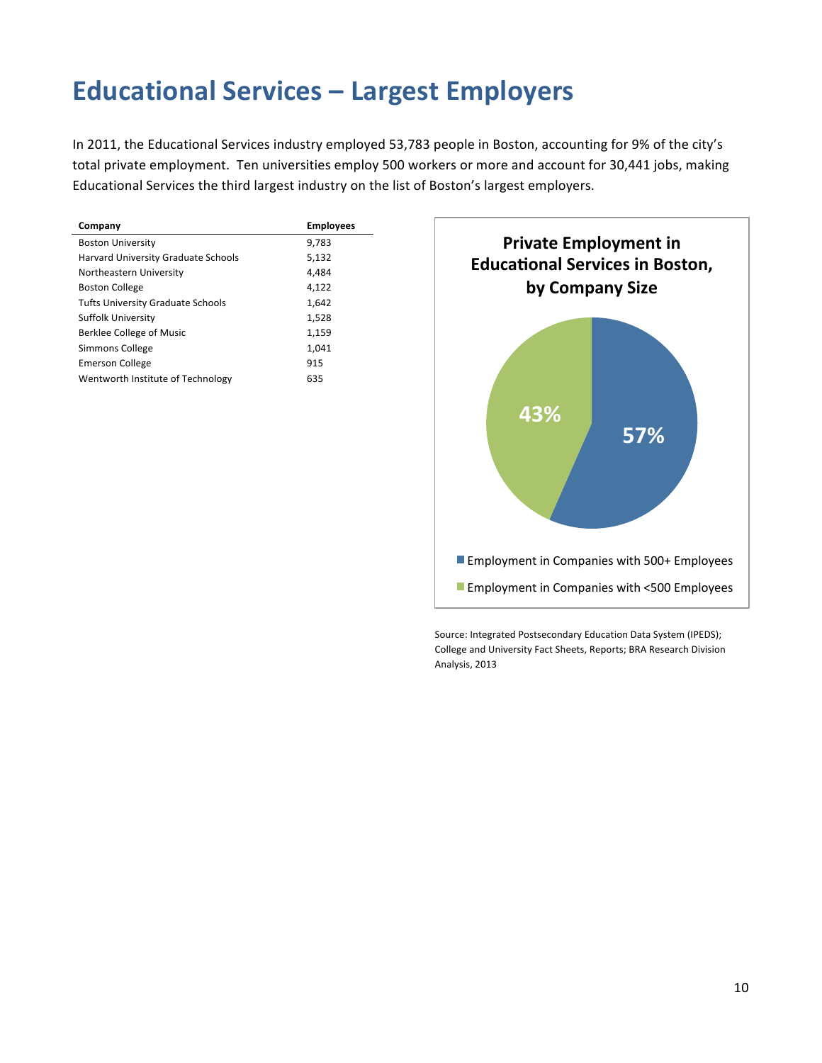# Educational Services – Largest Employers

In 2011, the Educational Services industry employed 53,783 people in Boston, accounting for 9% of the city's total private employment. Ten universities employ 500 workers or more and account for 30,441 jobs, making Educational Services the third largest industry on the list of Boston's largest employers.

| Company | Employees |
|---|---|
| Boston University | 9,783 |
| Harvard University Graduate Schools | 5,132 |
| Northeastern University | 4,484 |
| Boston College | 4,122 |
| Tufts University Graduate Schools | 1,642 |
| Suffolk University | 1,528 |
| Berklee College of Music | 1,159 |
| Simmons College | 1,041 |
| Emerson College | 915 |
| Wentworth Institute of Technology | 635 |

**Private Employment in Educational Services in Boston, by Company Size**

- Employment in Companies with 500+ Employees: 57%
- Employment in Companies with <500 Employees: 43%

Source: Integrated Postsecondary Education Data System (IPEDS); College and University Fact Sheets, Reports; BRA Research Division Analysis, 2013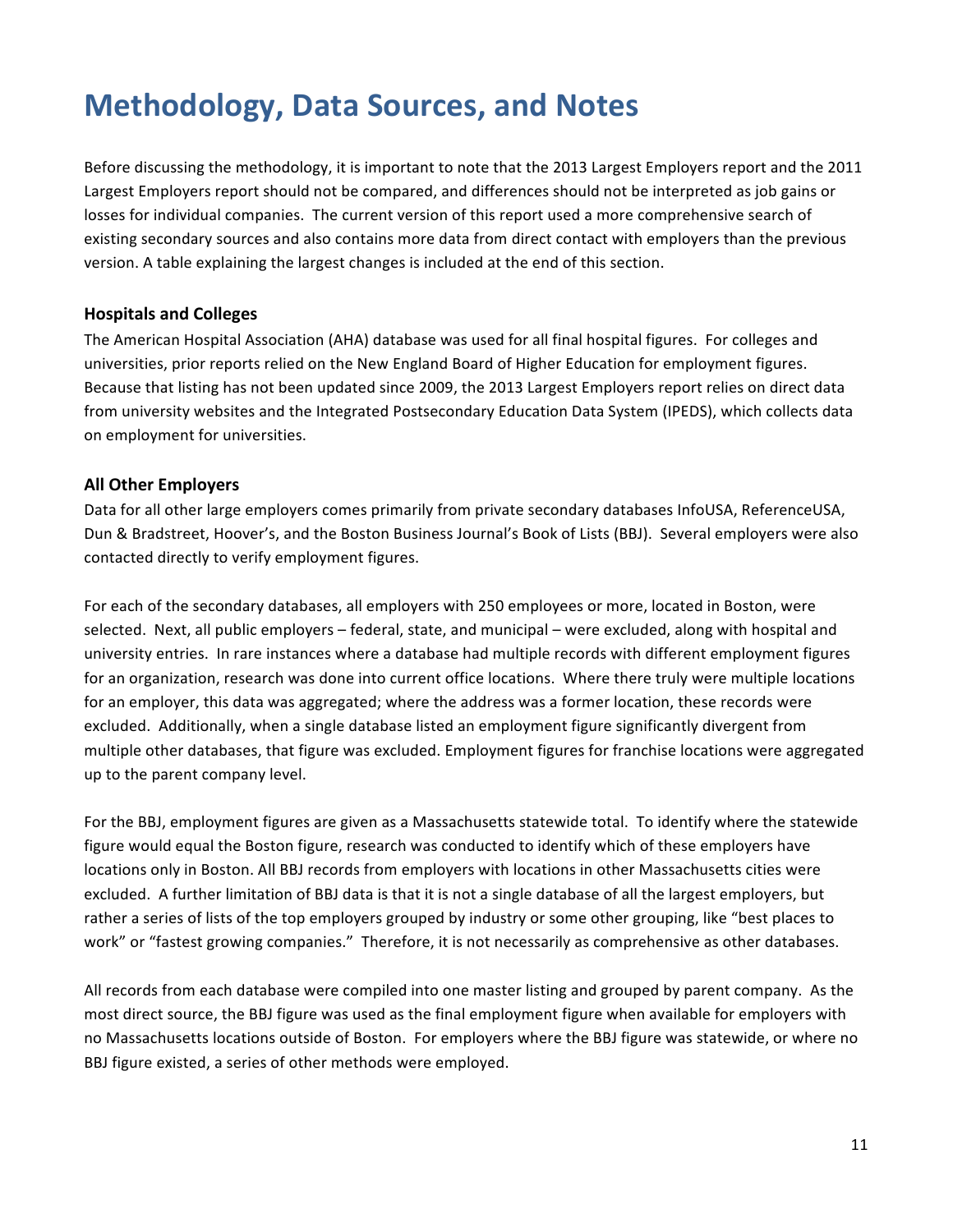# Methodology, Data Sources, and Notes

Before discussing the methodology, it is important to note that the 2013 Largest Employers report and the 2011 Largest Employers report should not be compared, and differences should not be interpreted as job gains or losses for individual companies. The current version of this report used a more comprehensive search of existing secondary sources and also contains more data from direct contact with employers than the previous version. A table explaining the largest changes is included at the end of this section.

### Hospitals and Colleges

The American Hospital Association (AHA) database was used for all final hospital figures. For colleges and universities, prior reports relied on the New England Board of Higher Education for employment figures. Because that listing has not been updated since 2009, the 2013 Largest Employers report relies on direct data from university websites and the Integrated Postsecondary Education Data System (IPEDS), which collects data on employment for universities.

### All Other Employers

Data for all other large employers comes primarily from private secondary databases InfoUSA, ReferenceUSA, Dun & Bradstreet, Hoover's, and the Boston Business Journal's Book of Lists (BBJ). Several employers were also contacted directly to verify employment figures.

For each of the secondary databases, all employers with 250 employees or more, located in Boston, were selected. Next, all public employers – federal, state, and municipal – were excluded, along with hospital and university entries. In rare instances where a database had multiple records with different employment figures for an organization, research was done into current office locations. Where there truly were multiple locations for an employer, this data was aggregated; where the address was a former location, these records were excluded. Additionally, when a single database listed an employment figure significantly divergent from multiple other databases, that figure was excluded. Employment figures for franchise locations were aggregated up to the parent company level.

For the BBJ, employment figures are given as a Massachusetts statewide total. To identify where the statewide figure would equal the Boston figure, research was conducted to identify which of these employers have locations only in Boston. All BBJ records from employers with locations in other Massachusetts cities were excluded. A further limitation of BBJ data is that it is not a single database of all the largest employers, but rather a series of lists of the top employers grouped by industry or some other grouping, like "best places to work" or "fastest growing companies." Therefore, it is not necessarily as comprehensive as other databases.

All records from each database were compiled into one master listing and grouped by parent company. As the most direct source, the BBJ figure was used as the final employment figure when available for employers with no Massachusetts locations outside of Boston. For employers where the BBJ figure was statewide, or where no BBJ figure existed, a series of other methods were employed.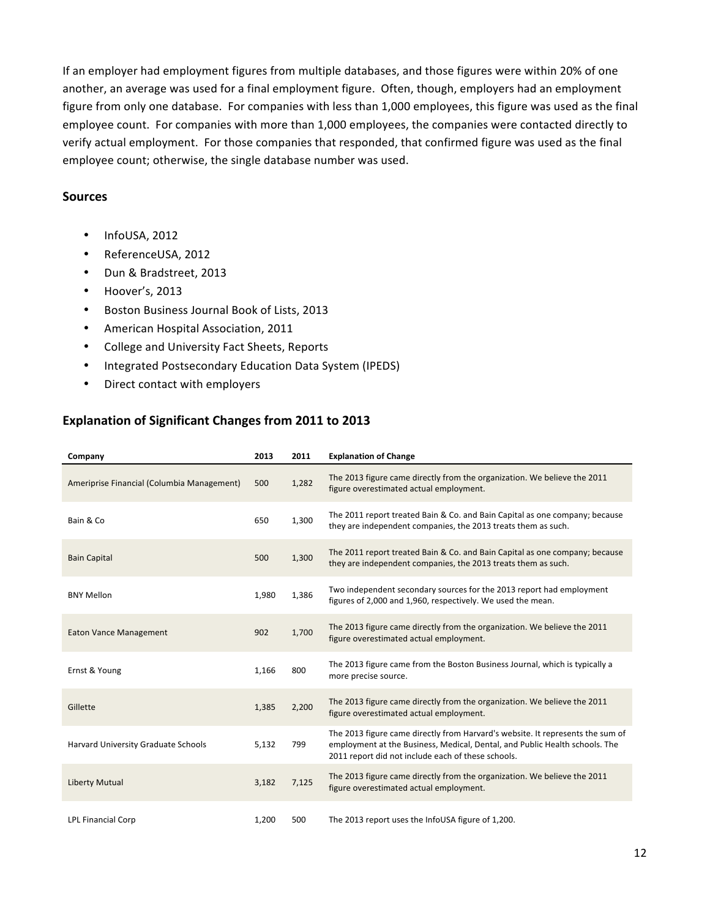If an employer had employment figures from multiple databases, and those figures were within 20% of one another, an average was used for a final employment figure. Often, though, employers had an employment figure from only one database. For companies with less than 1,000 employees, this figure was used as the final employee count. For companies with more than 1,000 employees, the companies were contacted directly to verify actual employment. For those companies that responded, that confirmed figure was used as the final employee count; otherwise, the single database number was used.

## Sources

- InfoUSA, 2012
- ReferenceUSA, 2012
- Dun & Bradstreet, 2013
- Hoover's, 2013
- Boston Business Journal Book of Lists, 2013
- American Hospital Association, 2011
- College and University Fact Sheets, Reports
- Integrated Postsecondary Education Data System (IPEDS)
- Direct contact with employers

## Explanation of Significant Changes from 2011 to 2013

| Company | 2013 | 2011 | Explanation of Change |
|---|---|---|---|
| Ameriprise Financial (Columbia Management) | 500 | 1,282 | The 2013 figure came directly from the organization. We believe the 2011 figure overestimated actual employment. |
| Bain & Co | 650 | 1,300 | The 2011 report treated Bain & Co. and Bain Capital as one company; because they are independent companies, the 2013 treats them as such. |
| Bain Capital | 500 | 1,300 | The 2011 report treated Bain & Co. and Bain Capital as one company; because they are independent companies, the 2013 treats them as such. |
| BNY Mellon | 1,980 | 1,386 | Two independent secondary sources for the 2013 report had employment figures of 2,000 and 1,960, respectively. We used the mean. |
| Eaton Vance Management | 902 | 1,700 | The 2013 figure came directly from the organization. We believe the 2011 figure overestimated actual employment. |
| Ernst & Young | 1,166 | 800 | The 2013 figure came from the Boston Business Journal, which is typically a more precise source. |
| Gillette | 1,385 | 2,200 | The 2013 figure came directly from the organization. We believe the 2011 figure overestimated actual employment. |
| Harvard University Graduate Schools | 5,132 | 799 | The 2013 figure came directly from Harvard's website. It represents the sum of employment at the Business, Medical, Dental, and Public Health schools. The 2011 report did not include each of these schools. |
| Liberty Mutual | 3,182 | 7,125 | The 2013 figure came directly from the organization. We believe the 2011 figure overestimated actual employment. |
| LPL Financial Corp | 1,200 | 500 | The 2013 report uses the InfoUSA figure of 1,200. |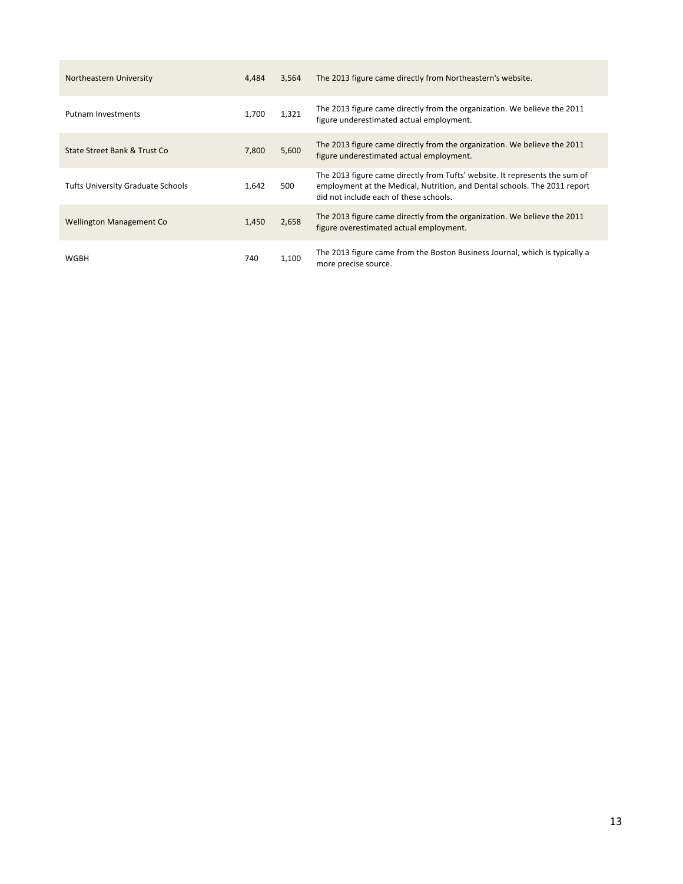| | | | |
|---|---|---|---|
| Northeastern University | 4,484 | 3,564 | The 2013 figure came directly from Northeastern's website. |
| Putnam Investments | 1,700 | 1,321 | The 2013 figure came directly from the organization. We believe the 2011 figure underestimated actual employment. |
| State Street Bank & Trust Co | 7,800 | 5,600 | The 2013 figure came directly from the organization. We believe the 2011 figure underestimated actual employment. |
| Tufts University Graduate Schools | 1,642 | 500 | The 2013 figure came directly from Tufts' website. It represents the sum of employment at the Medical, Nutrition, and Dental schools. The 2011 report did not include each of these schools. |
| Wellington Management Co | 1,450 | 2,658 | The 2013 figure came directly from the organization. We believe the 2011 figure overestimated actual employment. |
| WGBH | 740 | 1,100 | The 2013 figure came from the Boston Business Journal, which is typically a more precise source. |